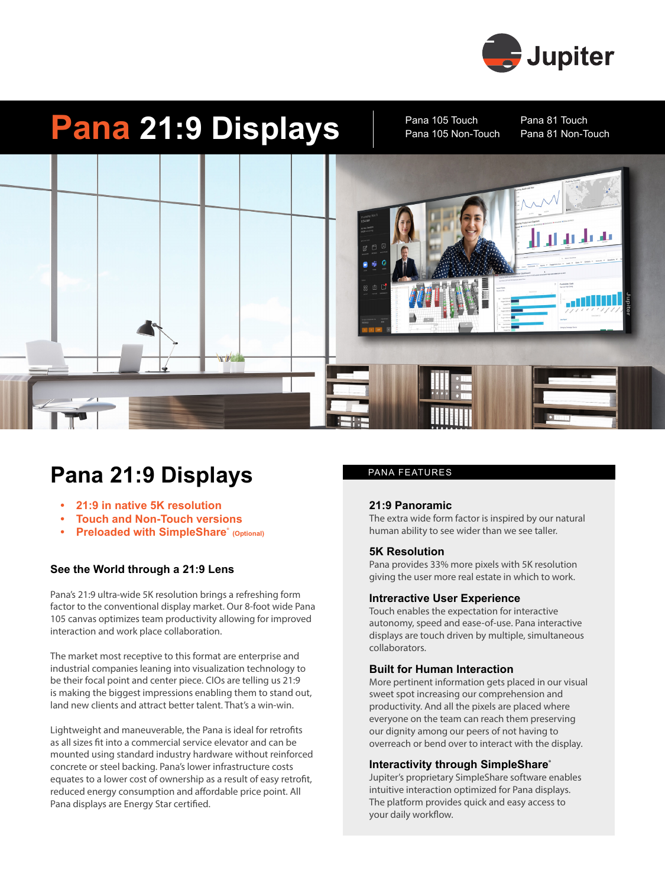Jupiter

# Pana 21:9 Displays

Pana 105 Touch
Pana 105 Non-Touch
Pana 81 Touch
Pana 81 Non-Touch

## Pana 21:9 Displays

- **21:9 in native 5K resolution**
- **Touch and Non-Touch versions**
- **Preloaded with SimpleShare® (Optional)**

### See the World through a 21:9 Lens

Pana's 21:9 ultra-wide 5K resolution brings a refreshing form factor to the conventional display market. Our 8-foot wide Pana 105 canvas optimizes team productivity allowing for improved interaction and work place collaboration.

The market most receptive to this format are enterprise and industrial companies leaning into visualization technology to be their focal point and center piece. CIOs are telling us 21:9 is making the biggest impressions enabling them to stand out, land new clients and attract better talent. That's a win-win.

Lightweight and maneuverable, the Pana is ideal for retrofits as all sizes fit into a commercial service elevator and can be mounted using standard industry hardware without reinforced concrete or steel backing. Pana's lower infrastructure costs equates to a lower cost of ownership as a result of easy retrofit, reduced energy consumption and affordable price point. All Pana displays are Energy Star certified.

## PANA FEATURES

### 21:9 Panoramic

The extra wide form factor is inspired by our natural human ability to see wider than we see taller.

### 5K Resolution

Pana provides 33% more pixels with 5K resolution giving the user more real estate in which to work.

### Intreractive User Experience

Touch enables the expectation for interactive autonomy, speed and ease-of-use. Pana interactive displays are touch driven by multiple, simultaneous collaborators.

### Built for Human Interaction

More pertinent information gets placed in our visual sweet spot increasing our comprehension and productivity. And all the pixels are placed where everyone on the team can reach them preserving our dignity among our peers of not having to overreach or bend over to interact with the display.

### Interactivity through SimpleShare®

Jupiter's proprietary SimpleShare software enables intuitive interaction optimized for Pana displays. The platform provides quick and easy access to your daily workflow.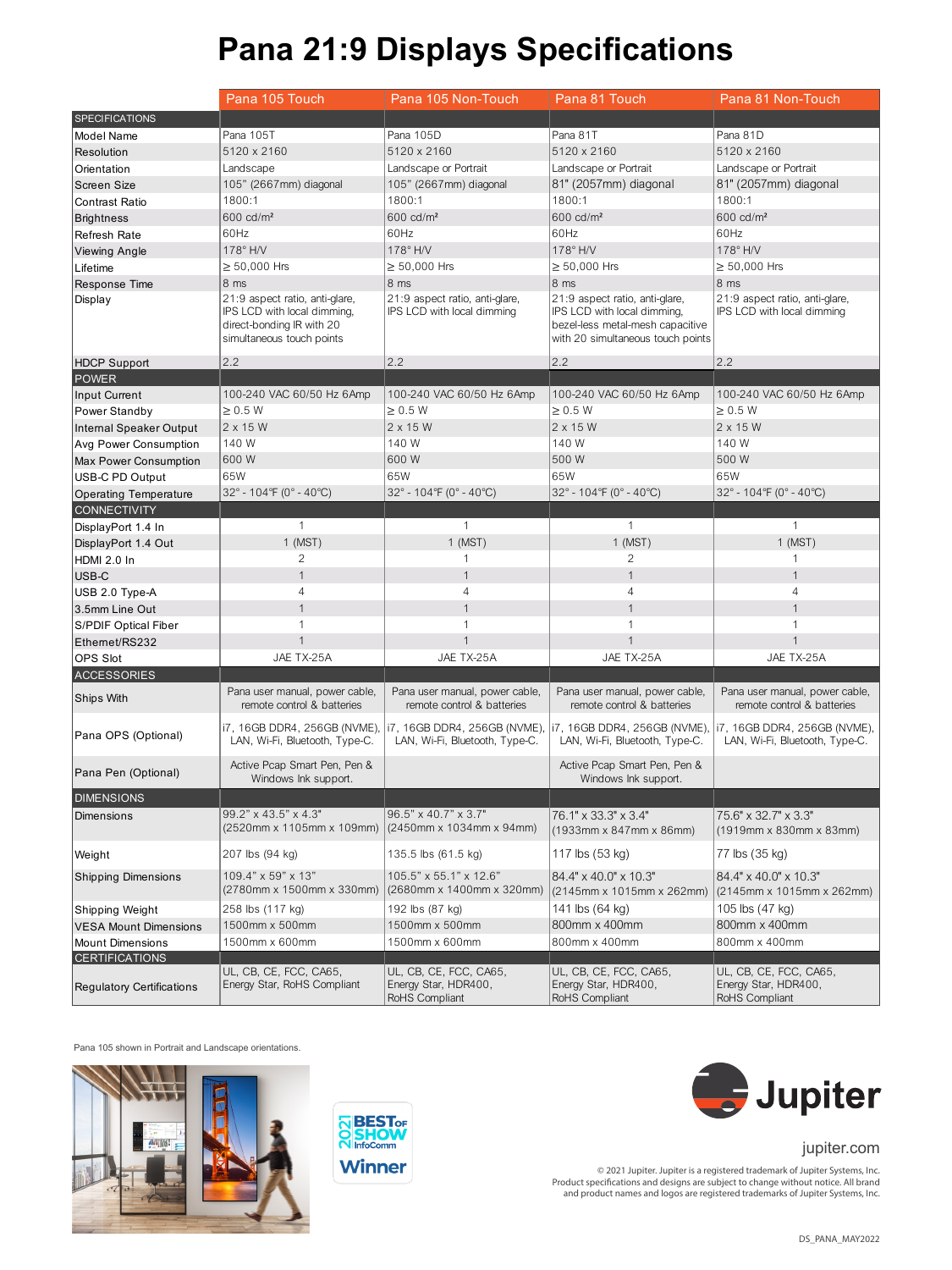# Pana 21:9 Displays Specifications

| | Pana 105 Touch | Pana 105 Non-Touch | Pana 81 Touch | Pana 81 Non-Touch |
|---|---|---|---|---|
| SPECIFICATIONS | | | | |
| Model Name | Pana 105T | Pana 105D | Pana 81T | Pana 81D |
| Resolution | 5120 x 2160 | 5120 x 2160 | 5120 x 2160 | 5120 x 2160 |
| Orientation | Landscape | Landscape or Portrait | Landscape or Portrait | Landscape or Portrait |
| Screen Size | 105" (2667mm) diagonal | 105" (2667mm) diagonal | 81" (2057mm) diagonal | 81" (2057mm) diagonal |
| Contrast Ratio | 1800:1 | 1800:1 | 1800:1 | 1800:1 |
| Brightness | 600 cd/m² | 600 cd/m² | 600 cd/m² | 600 cd/m² |
| Refresh Rate | 60Hz | 60Hz | 60Hz | 60Hz |
| Viewing Angle | 178° H/V | 178° H/V | 178° H/V | 178° H/V |
| Lifetime | ≥ 50,000 Hrs | ≥ 50,000 Hrs | ≥ 50,000 Hrs | ≥ 50,000 Hrs |
| Response Time | 8 ms | 8 ms | 8 ms | 8 ms |
| Display | 21:9 aspect ratio, anti-glare, IPS LCD with local dimming, direct-bonding IR with 20 simultaneous touch points | 21:9 aspect ratio, anti-glare, IPS LCD with local dimming | 21:9 aspect ratio, anti-glare, IPS LCD with local dimming, bezel-less metal-mesh capacitive with 20 simultaneous touch points | 21:9 aspect ratio, anti-glare, IPS LCD with local dimming |
| HDCP Support | 2.2 | 2.2 | 2.2 | 2.2 |
| POWER | | | | |
| Input Current | 100-240 VAC 60/50 Hz 6Amp | 100-240 VAC 60/50 Hz 6Amp | 100-240 VAC 60/50 Hz 6Amp | 100-240 VAC 60/50 Hz 6Amp |
| Power Standby | ≥ 0.5 W | ≥ 0.5 W | ≥ 0.5 W | ≥ 0.5 W |
| Internal Speaker Output | 2 x 15 W | 2 x 15 W | 2 x 15 W | 2 x 15 W |
| Avg Power Consumption | 140 W | 140 W | 140 W | 140 W |
| Max Power Consumption | 600 W | 600 W | 500 W | 500 W |
| USB-C PD Output | 65W | 65W | 65W | 65W |
| Operating Temperature | 32° - 104°F (0° - 40°C) | 32° - 104°F (0° - 40°C) | 32° - 104°F (0° - 40°C) | 32° - 104°F (0° - 40°C) |
| CONNECTIVITY | | | | |
| DisplayPort 1.4 In | 1 | 1 | 1 | 1 |
| DisplayPort 1.4 Out | 1 (MST) | 1 (MST) | 1 (MST) | 1 (MST) |
| HDMI 2.0 In | 2 | 1 | 2 | 1 |
| USB-C | 1 | 1 | 1 | 1 |
| USB 2.0 Type-A | 4 | 4 | 4 | 4 |
| 3.5mm Line Out | 1 | 1 | 1 | 1 |
| S/PDIF Optical Fiber | 1 | 1 | 1 | 1 |
| Ethernet/RS232 | 1 | 1 | 1 | 1 |
| OPS Slot | JAE TX-25A | JAE TX-25A | JAE TX-25A | JAE TX-25A |
| ACCESSORIES | | | | |
| Ships With | Pana user manual, power cable, remote control & batteries | Pana user manual, power cable, remote control & batteries | Pana user manual, power cable, remote control & batteries | Pana user manual, power cable, remote control & batteries |
| Pana OPS (Optional) | i7, 16GB DDR4, 256GB (NVME), LAN, Wi-Fi, Bluetooth, Type-C. | i7, 16GB DDR4, 256GB (NVME), LAN, Wi-Fi, Bluetooth, Type-C. | i7, 16GB DDR4, 256GB (NVME), LAN, Wi-Fi, Bluetooth, Type-C. | i7, 16GB DDR4, 256GB (NVME), LAN, Wi-Fi, Bluetooth, Type-C. |
| Pana Pen (Optional) | Active Pcap Smart Pen, Pen & Windows Ink support. | | Active Pcap Smart Pen, Pen & Windows Ink support. | |
| DIMENSIONS | | | | |
| Dimensions | 99.2" x 43.5" x 4.3" (2520mm x 1105mm x 109mm) | 96.5" x 40.7" x 3.7" (2450mm x 1034mm x 94mm) | 76.1" x 33.3" x 3.4" (1933mm x 847mm x 86mm) | 75.6" x 32.7" x 3.3" (1919mm x 830mm x 83mm) |
| Weight | 207 lbs (94 kg) | 135.5 lbs (61.5 kg) | 117 lbs (53 kg) | 77 lbs (35 kg) |
| Shipping Dimensions | 109.4" x 59" x 13" (2780mm x 1500mm x 330mm) | 105.5" x 55.1" x 12.6" (2680mm x 1400mm x 320mm) | 84.4" x 40.0" x 10.3" (2145mm x 1015mm x 262mm) | 84.4" x 40.0" x 10.3" (2145mm x 1015mm x 262mm) |
| Shipping Weight | 258 lbs (117 kg) | 192 lbs (87 kg) | 141 lbs (64 kg) | 105 lbs (47 kg) |
| VESA Mount Dimensions | 1500mm x 500mm | 1500mm x 500mm | 800mm x 400mm | 800mm x 400mm |
| Mount Dimensions | 1500mm x 600mm | 1500mm x 600mm | 800mm x 400mm | 800mm x 400mm |
| CERTIFICATIONS | | | | |
| Regulatory Certifications | UL, CB, CE, FCC, CA65, Energy Star, RoHS Compliant | UL, CB, CE, FCC, CA65, Energy Star, HDR400, RoHS Compliant | UL, CB, CE, FCC, CA65, Energy Star, HDR400, RoHS Compliant | UL, CB, CE, FCC, CA65, Energy Star, HDR400, RoHS Compliant |

Pana 105 shown in Portrait and Landscape orientations.

2021 BEST OF SHOW InfoComm Winner

Jupiter

jupiter.com

© 2021 Jupiter. Jupiter is a registered trademark of Jupiter Systems, Inc. Product specifications and designs are subject to change without notice. All brand and product names and logos are registered trademarks of Jupiter Systems, Inc.

DS_PANA_MAY2022